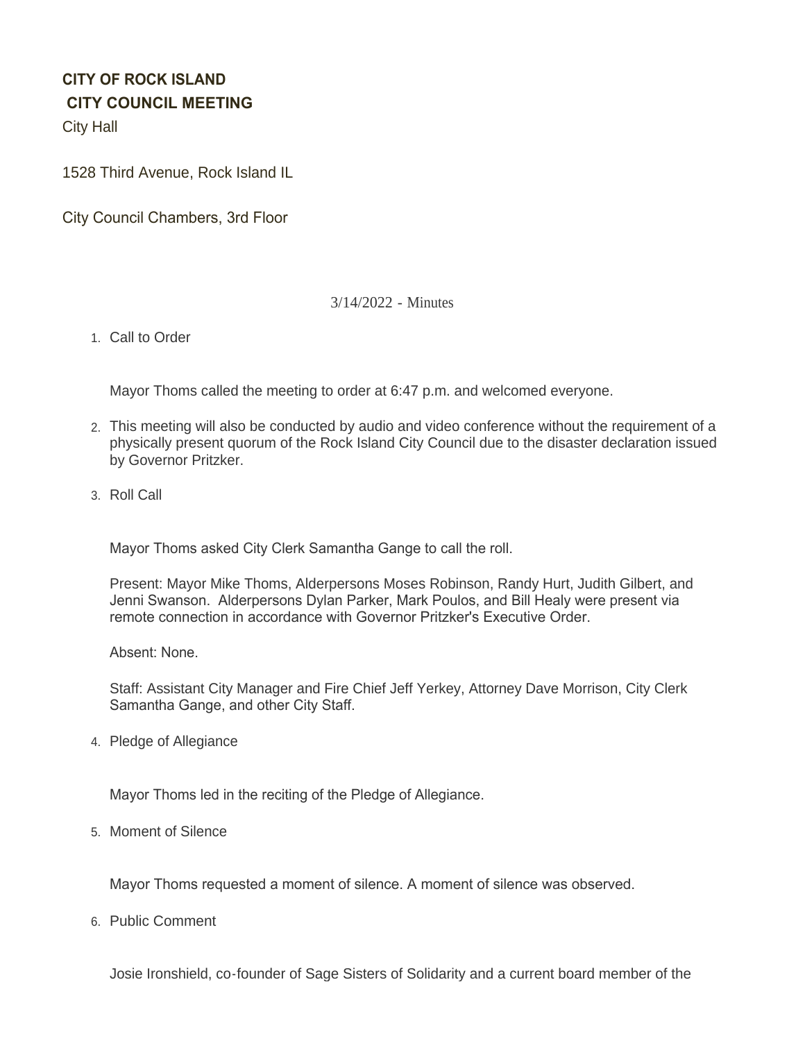**CITY OF ROCK ISLAND**

**CITY COUNCIL MEETING**

City Hall

1528 Third Avenue, Rock Island IL

City Council Chambers, 3rd Floor

3/14/2022 - Minutes

1. Call to Order

   Mayor Thoms called the meeting to order at 6:47 p.m. and welcomed everyone.

2. This meeting will also be conducted by audio and video conference without the requirement of a physically present quorum of the Rock Island City Council due to the disaster declaration issued by Governor Pritzker.

3. Roll Call

   Mayor Thoms asked City Clerk Samantha Gange to call the roll.

   Present: Mayor Mike Thoms, Alderpersons Moses Robinson, Randy Hurt, Judith Gilbert, and Jenni Swanson. Alderpersons Dylan Parker, Mark Poulos, and Bill Healy were present via remote connection in accordance with Governor Pritzker's Executive Order.

   Absent: None.

   Staff: Assistant City Manager and Fire Chief Jeff Yerkey, Attorney Dave Morrison, City Clerk Samantha Gange, and other City Staff.

4. Pledge of Allegiance

   Mayor Thoms led in the reciting of the Pledge of Allegiance.

5. Moment of Silence

   Mayor Thoms requested a moment of silence. A moment of silence was observed.

6. Public Comment

   Josie Ironshield, co-founder of Sage Sisters of Solidarity and a current board member of the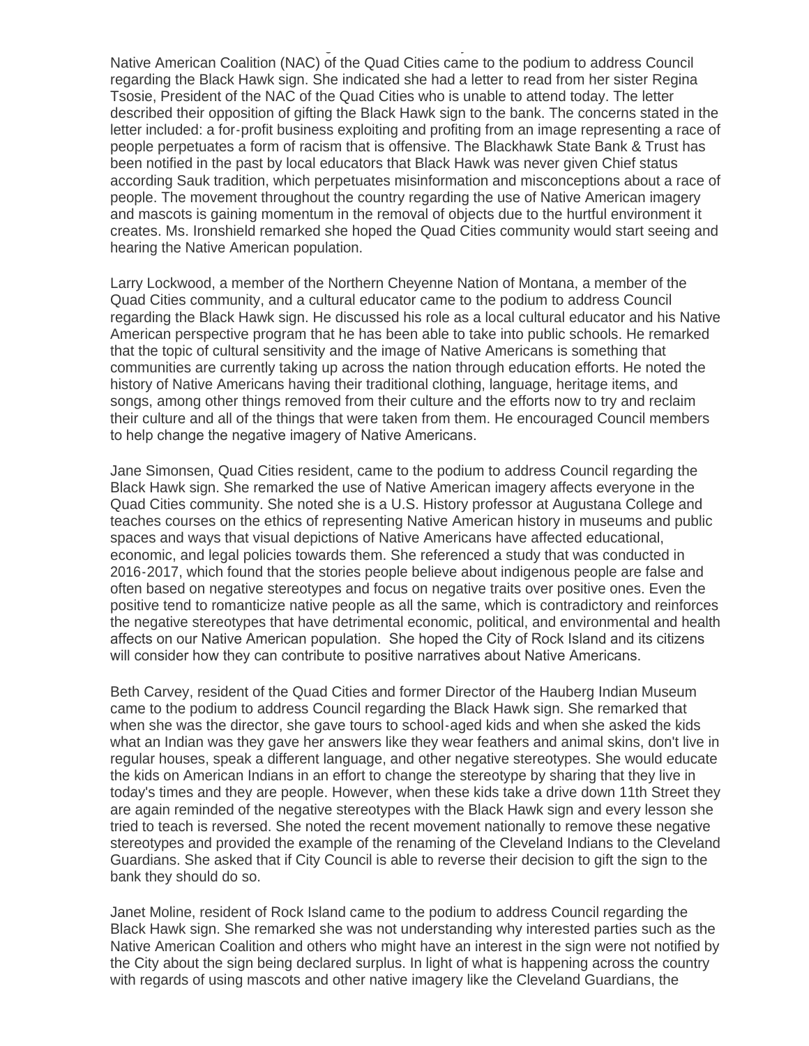Native American Coalition (NAC) of the Quad Cities came to the podium to address Council regarding the Black Hawk sign. She indicated she had a letter to read from her sister Regina Tsosie, President of the NAC of the Quad Cities who is unable to attend today. The letter described their opposition of gifting the Black Hawk sign to the bank. The concerns stated in the letter included: a for-profit business exploiting and profiting from an image representing a race of people perpetuates a form of racism that is offensive. The Blackhawk State Bank & Trust has been notified in the past by local educators that Black Hawk was never given Chief status according Sauk tradition, which perpetuates misinformation and misconceptions about a race of people. The movement throughout the country regarding the use of Native American imagery and mascots is gaining momentum in the removal of objects due to the hurtful environment it creates. Ms. Ironshield remarked she hoped the Quad Cities community would start seeing and hearing the Native American population.

Larry Lockwood, a member of the Northern Cheyenne Nation of Montana, a member of the Quad Cities community, and a cultural educator came to the podium to address Council regarding the Black Hawk sign. He discussed his role as a local cultural educator and his Native American perspective program that he has been able to take into public schools. He remarked that the topic of cultural sensitivity and the image of Native Americans is something that communities are currently taking up across the nation through education efforts. He noted the history of Native Americans having their traditional clothing, language, heritage items, and songs, among other things removed from their culture and the efforts now to try and reclaim their culture and all of the things that were taken from them. He encouraged Council members to help change the negative imagery of Native Americans.

Jane Simonsen, Quad Cities resident, came to the podium to address Council regarding the Black Hawk sign. She remarked the use of Native American imagery affects everyone in the Quad Cities community. She noted she is a U.S. History professor at Augustana College and teaches courses on the ethics of representing Native American history in museums and public spaces and ways that visual depictions of Native Americans have affected educational, economic, and legal policies towards them. She referenced a study that was conducted in 2016-2017, which found that the stories people believe about indigenous people are false and often based on negative stereotypes and focus on negative traits over positive ones. Even the positive tend to romanticize native people as all the same, which is contradictory and reinforces the negative stereotypes that have detrimental economic, political, and environmental and health affects on our Native American population. She hoped the City of Rock Island and its citizens will consider how they can contribute to positive narratives about Native Americans.

Beth Carvey, resident of the Quad Cities and former Director of the Hauberg Indian Museum came to the podium to address Council regarding the Black Hawk sign. She remarked that when she was the director, she gave tours to school-aged kids and when she asked the kids what an Indian was they gave her answers like they wear feathers and animal skins, don't live in regular houses, speak a different language, and other negative stereotypes. She would educate the kids on American Indians in an effort to change the stereotype by sharing that they live in today's times and they are people. However, when these kids take a drive down 11th Street they are again reminded of the negative stereotypes with the Black Hawk sign and every lesson she tried to teach is reversed. She noted the recent movement nationally to remove these negative stereotypes and provided the example of the renaming of the Cleveland Indians to the Cleveland Guardians. She asked that if City Council is able to reverse their decision to gift the sign to the bank they should do so.

Janet Moline, resident of Rock Island came to the podium to address Council regarding the Black Hawk sign. She remarked she was not understanding why interested parties such as the Native American Coalition and others who might have an interest in the sign were not notified by the City about the sign being declared surplus. In light of what is happening across the country with regards of using mascots and other native imagery like the Cleveland Guardians, the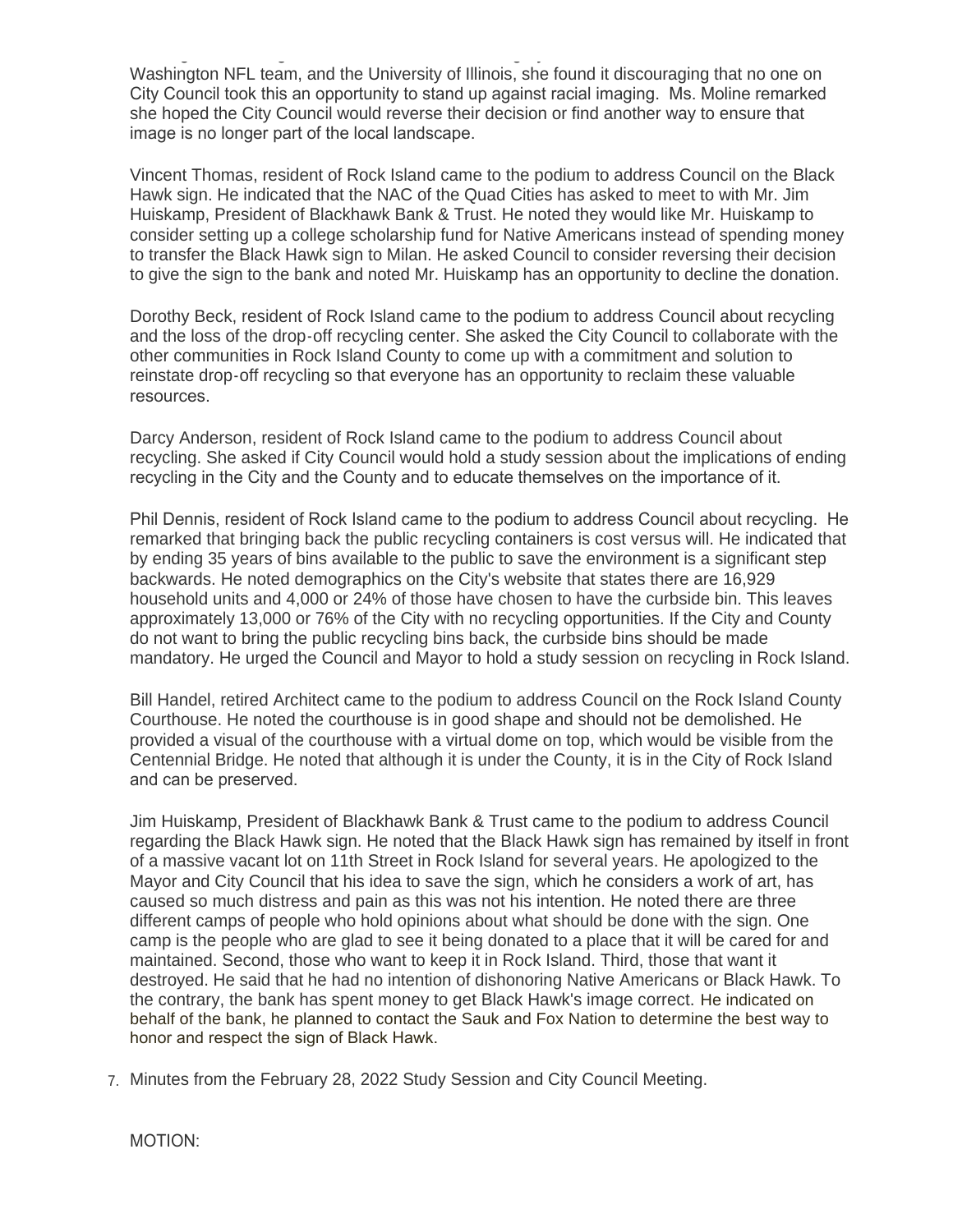Washington NFL team, and the University of Illinois, she found it discouraging that no one on City Council took this an opportunity to stand up against racial imaging. Ms. Moline remarked she hoped the City Council would reverse their decision or find another way to ensure that image is no longer part of the local landscape.

Vincent Thomas, resident of Rock Island came to the podium to address Council on the Black Hawk sign. He indicated that the NAC of the Quad Cities has asked to meet to with Mr. Jim Huiskamp, President of Blackhawk Bank & Trust. He noted they would like Mr. Huiskamp to consider setting up a college scholarship fund for Native Americans instead of spending money to transfer the Black Hawk sign to Milan. He asked Council to consider reversing their decision to give the sign to the bank and noted Mr. Huiskamp has an opportunity to decline the donation.

Dorothy Beck, resident of Rock Island came to the podium to address Council about recycling and the loss of the drop-off recycling center. She asked the City Council to collaborate with the other communities in Rock Island County to come up with a commitment and solution to reinstate drop-off recycling so that everyone has an opportunity to reclaim these valuable resources.

Darcy Anderson, resident of Rock Island came to the podium to address Council about recycling. She asked if City Council would hold a study session about the implications of ending recycling in the City and the County and to educate themselves on the importance of it.

Phil Dennis, resident of Rock Island came to the podium to address Council about recycling. He remarked that bringing back the public recycling containers is cost versus will. He indicated that by ending 35 years of bins available to the public to save the environment is a significant step backwards. He noted demographics on the City's website that states there are 16,929 household units and 4,000 or 24% of those have chosen to have the curbside bin. This leaves approximately 13,000 or 76% of the City with no recycling opportunities. If the City and County do not want to bring the public recycling bins back, the curbside bins should be made mandatory. He urged the Council and Mayor to hold a study session on recycling in Rock Island.

Bill Handel, retired Architect came to the podium to address Council on the Rock Island County Courthouse. He noted the courthouse is in good shape and should not be demolished. He provided a visual of the courthouse with a virtual dome on top, which would be visible from the Centennial Bridge. He noted that although it is under the County, it is in the City of Rock Island and can be preserved.

Jim Huiskamp, President of Blackhawk Bank & Trust came to the podium to address Council regarding the Black Hawk sign. He noted that the Black Hawk sign has remained by itself in front of a massive vacant lot on 11th Street in Rock Island for several years. He apologized to the Mayor and City Council that his idea to save the sign, which he considers a work of art, has caused so much distress and pain as this was not his intention. He noted there are three different camps of people who hold opinions about what should be done with the sign. One camp is the people who are glad to see it being donated to a place that it will be cared for and maintained. Second, those who want to keep it in Rock Island. Third, those that want it destroyed. He said that he had no intention of dishonoring Native Americans or Black Hawk. To the contrary, the bank has spent money to get Black Hawk's image correct. He indicated on behalf of the bank, he planned to contact the Sauk and Fox Nation to determine the best way to honor and respect the sign of Black Hawk.

7. Minutes from the February 28, 2022 Study Session and City Council Meeting.

MOTION: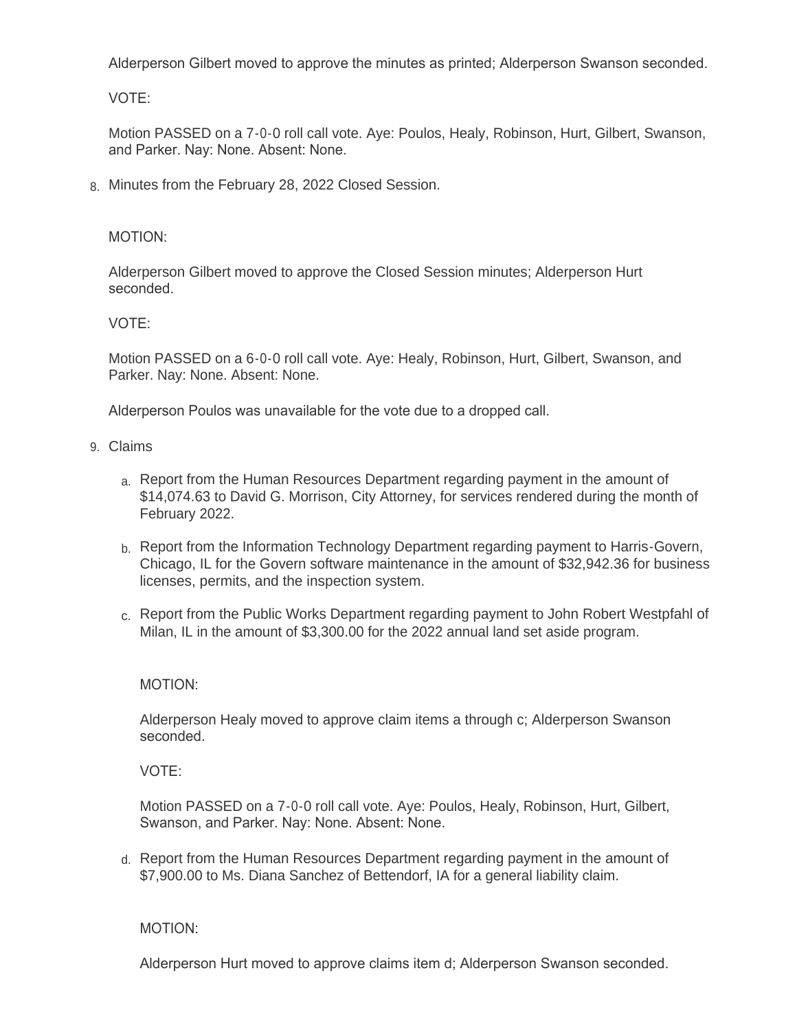Alderperson Gilbert moved to approve the minutes as printed; Alderperson Swanson seconded.

VOTE:

Motion PASSED on a 7-0-0 roll call vote. Aye: Poulos, Healy, Robinson, Hurt, Gilbert, Swanson, and Parker. Nay: None. Absent: None.

8. Minutes from the February 28, 2022 Closed Session.

MOTION:

Alderperson Gilbert moved to approve the Closed Session minutes; Alderperson Hurt seconded.

VOTE:

Motion PASSED on a 6-0-0 roll call vote. Aye: Healy, Robinson, Hurt, Gilbert, Swanson, and Parker. Nay: None. Absent: None.

Alderperson Poulos was unavailable for the vote due to a dropped call.

9. Claims

   a. Report from the Human Resources Department regarding payment in the amount of $14,074.63 to David G. Morrison, City Attorney, for services rendered during the month of February 2022.

   b. Report from the Information Technology Department regarding payment to Harris-Govern, Chicago, IL for the Govern software maintenance in the amount of $32,942.36 for business licenses, permits, and the inspection system.

   c. Report from the Public Works Department regarding payment to John Robert Westpfahl of Milan, IL in the amount of $3,300.00 for the 2022 annual land set aside program.

   MOTION:

   Alderperson Healy moved to approve claim items a through c; Alderperson Swanson seconded.

   VOTE:

   Motion PASSED on a 7-0-0 roll call vote. Aye: Poulos, Healy, Robinson, Hurt, Gilbert, Swanson, and Parker. Nay: None. Absent: None.

   d. Report from the Human Resources Department regarding payment in the amount of $7,900.00 to Ms. Diana Sanchez of Bettendorf, IA for a general liability claim.

   MOTION:

   Alderperson Hurt moved to approve claims item d; Alderperson Swanson seconded.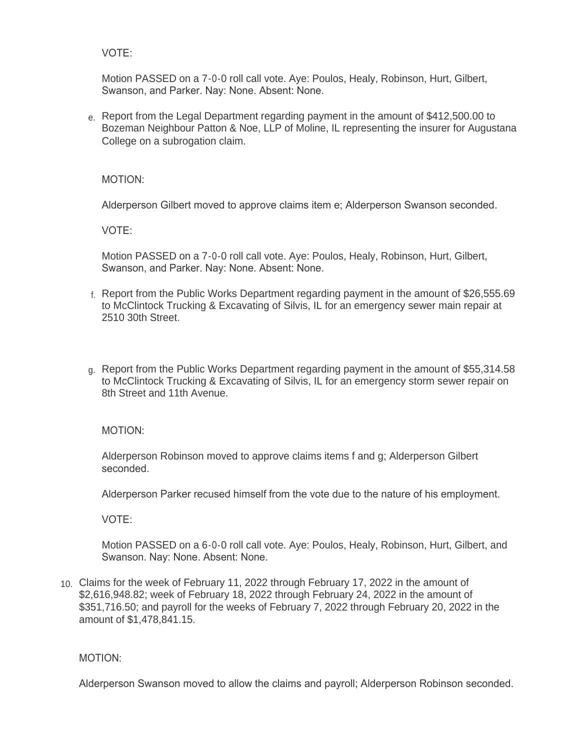VOTE:

Motion PASSED on a 7-0-0 roll call vote. Aye: Poulos, Healy, Robinson, Hurt, Gilbert, Swanson, and Parker. Nay: None. Absent: None.

e. Report from the Legal Department regarding payment in the amount of $412,500.00 to Bozeman Neighbour Patton & Noe, LLP of Moline, IL representing the insurer for Augustana College on a subrogation claim.

MOTION:

Alderperson Gilbert moved to approve claims item e; Alderperson Swanson seconded.

VOTE:

Motion PASSED on a 7-0-0 roll call vote. Aye: Poulos, Healy, Robinson, Hurt, Gilbert, Swanson, and Parker. Nay: None. Absent: None.

f. Report from the Public Works Department regarding payment in the amount of $26,555.69 to McClintock Trucking & Excavating of Silvis, IL for an emergency sewer main repair at 2510 30th Street.

g. Report from the Public Works Department regarding payment in the amount of $55,314.58 to McClintock Trucking & Excavating of Silvis, IL for an emergency storm sewer repair on 8th Street and 11th Avenue.

MOTION:

Alderperson Robinson moved to approve claims items f and g; Alderperson Gilbert seconded.

Alderperson Parker recused himself from the vote due to the nature of his employment.

VOTE:

Motion PASSED on a 6-0-0 roll call vote. Aye: Poulos, Healy, Robinson, Hurt, Gilbert, and Swanson. Nay: None. Absent: None.

10. Claims for the week of February 11, 2022 through February 17, 2022 in the amount of $2,616,948.82; week of February 18, 2022 through February 24, 2022 in the amount of $351,716.50; and payroll for the weeks of February 7, 2022 through February 20, 2022 in the amount of $1,478,841.15.

MOTION:

Alderperson Swanson moved to allow the claims and payroll; Alderperson Robinson seconded.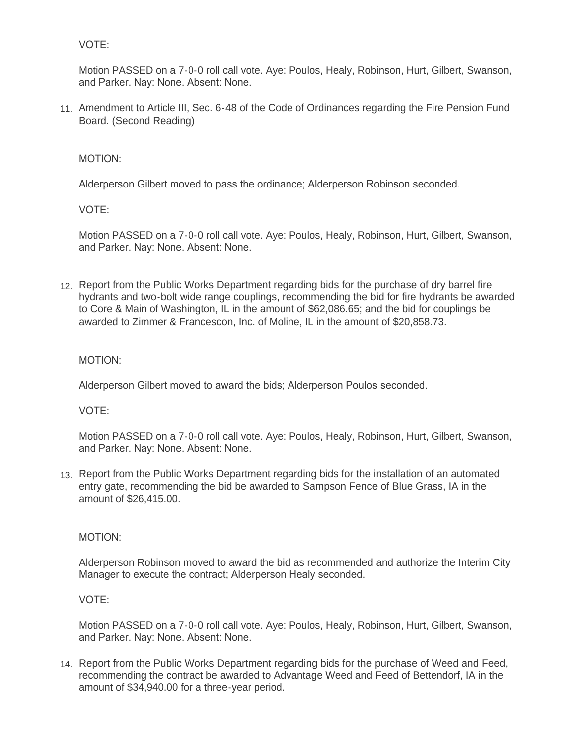VOTE:

Motion PASSED on a 7-0-0 roll call vote. Aye: Poulos, Healy, Robinson, Hurt, Gilbert, Swanson, and Parker. Nay: None. Absent: None.

11. Amendment to Article III, Sec. 6-48 of the Code of Ordinances regarding the Fire Pension Fund Board. (Second Reading)

    MOTION:

    Alderperson Gilbert moved to pass the ordinance; Alderperson Robinson seconded.

    VOTE:

    Motion PASSED on a 7-0-0 roll call vote. Aye: Poulos, Healy, Robinson, Hurt, Gilbert, Swanson, and Parker. Nay: None. Absent: None.

12. Report from the Public Works Department regarding bids for the purchase of dry barrel fire hydrants and two-bolt wide range couplings, recommending the bid for fire hydrants be awarded to Core & Main of Washington, IL in the amount of $62,086.65; and the bid for couplings be awarded to Zimmer & Francescon, Inc. of Moline, IL in the amount of $20,858.73.

    MOTION:

    Alderperson Gilbert moved to award the bids; Alderperson Poulos seconded.

    VOTE:

    Motion PASSED on a 7-0-0 roll call vote. Aye: Poulos, Healy, Robinson, Hurt, Gilbert, Swanson, and Parker. Nay: None. Absent: None.

13. Report from the Public Works Department regarding bids for the installation of an automated entry gate, recommending the bid be awarded to Sampson Fence of Blue Grass, IA in the amount of $26,415.00.

    MOTION:

    Alderperson Robinson moved to award the bid as recommended and authorize the Interim City Manager to execute the contract; Alderperson Healy seconded.

    VOTE:

    Motion PASSED on a 7-0-0 roll call vote. Aye: Poulos, Healy, Robinson, Hurt, Gilbert, Swanson, and Parker. Nay: None. Absent: None.

14. Report from the Public Works Department regarding bids for the purchase of Weed and Feed, recommending the contract be awarded to Advantage Weed and Feed of Bettendorf, IA in the amount of $34,940.00 for a three-year period.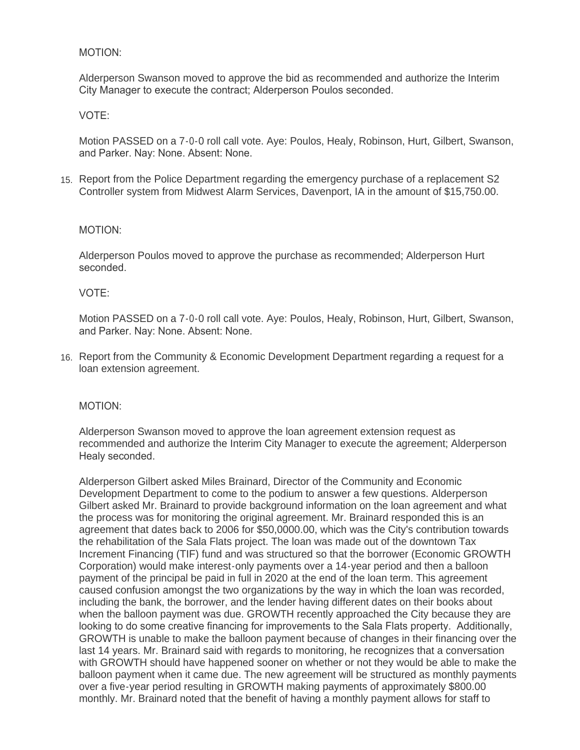MOTION:

Alderperson Swanson moved to approve the bid as recommended and authorize the Interim City Manager to execute the contract; Alderperson Poulos seconded.

VOTE:

Motion PASSED on a 7-0-0 roll call vote. Aye: Poulos, Healy, Robinson, Hurt, Gilbert, Swanson, and Parker. Nay: None. Absent: None.

15. Report from the Police Department regarding the emergency purchase of a replacement S2 Controller system from Midwest Alarm Services, Davenport, IA in the amount of $15,750.00.

MOTION:

Alderperson Poulos moved to approve the purchase as recommended; Alderperson Hurt seconded.

VOTE:

Motion PASSED on a 7-0-0 roll call vote. Aye: Poulos, Healy, Robinson, Hurt, Gilbert, Swanson, and Parker. Nay: None. Absent: None.

16. Report from the Community & Economic Development Department regarding a request for a loan extension agreement.

MOTION:

Alderperson Swanson moved to approve the loan agreement extension request as recommended and authorize the Interim City Manager to execute the agreement; Alderperson Healy seconded.

Alderperson Gilbert asked Miles Brainard, Director of the Community and Economic Development Department to come to the podium to answer a few questions. Alderperson Gilbert asked Mr. Brainard to provide background information on the loan agreement and what the process was for monitoring the original agreement. Mr. Brainard responded this is an agreement that dates back to 2006 for $50,0000.00, which was the City's contribution towards the rehabilitation of the Sala Flats project. The loan was made out of the downtown Tax Increment Financing (TIF) fund and was structured so that the borrower (Economic GROWTH Corporation) would make interest-only payments over a 14-year period and then a balloon payment of the principal be paid in full in 2020 at the end of the loan term. This agreement caused confusion amongst the two organizations by the way in which the loan was recorded, including the bank, the borrower, and the lender having different dates on their books about when the balloon payment was due. GROWTH recently approached the City because they are looking to do some creative financing for improvements to the Sala Flats property. Additionally, GROWTH is unable to make the balloon payment because of changes in their financing over the last 14 years. Mr. Brainard said with regards to monitoring, he recognizes that a conversation with GROWTH should have happened sooner on whether or not they would be able to make the balloon payment when it came due. The new agreement will be structured as monthly payments over a five-year period resulting in GROWTH making payments of approximately $800.00 monthly. Mr. Brainard noted that the benefit of having a monthly payment allows for staff to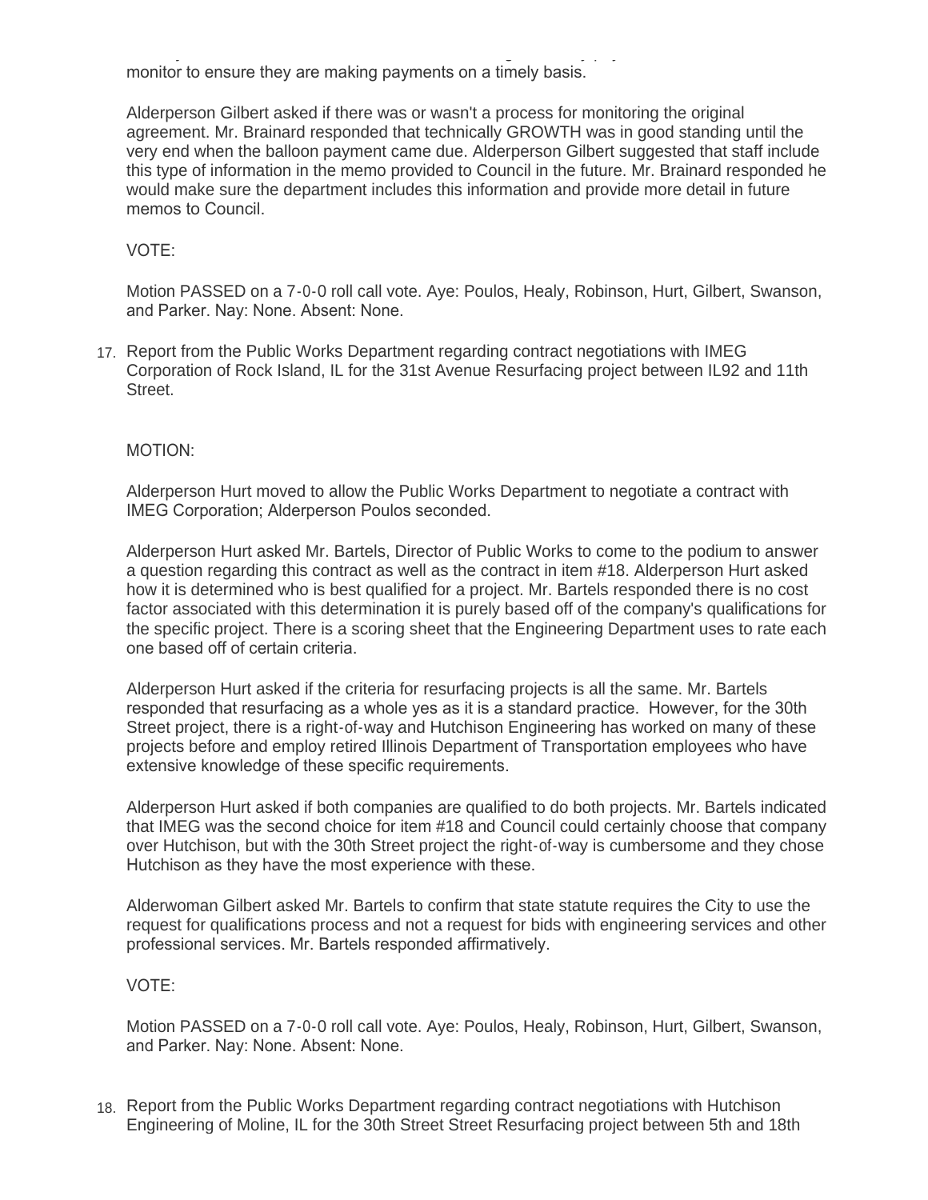monitor to ensure they are making payments on a timely basis.

Alderperson Gilbert asked if there was or wasn't a process for monitoring the original agreement. Mr. Brainard responded that technically GROWTH was in good standing until the very end when the balloon payment came due. Alderperson Gilbert suggested that staff include this type of information in the memo provided to Council in the future. Mr. Brainard responded he would make sure the department includes this information and provide more detail in future memos to Council.

VOTE:

Motion PASSED on a 7-0-0 roll call vote. Aye: Poulos, Healy, Robinson, Hurt, Gilbert, Swanson, and Parker. Nay: None. Absent: None.

17. Report from the Public Works Department regarding contract negotiations with IMEG Corporation of Rock Island, IL for the 31st Avenue Resurfacing project between IL92 and 11th Street.

MOTION:

Alderperson Hurt moved to allow the Public Works Department to negotiate a contract with IMEG Corporation; Alderperson Poulos seconded.

Alderperson Hurt asked Mr. Bartels, Director of Public Works to come to the podium to answer a question regarding this contract as well as the contract in item #18. Alderperson Hurt asked how it is determined who is best qualified for a project. Mr. Bartels responded there is no cost factor associated with this determination it is purely based off of the company's qualifications for the specific project. There is a scoring sheet that the Engineering Department uses to rate each one based off of certain criteria.

Alderperson Hurt asked if the criteria for resurfacing projects is all the same. Mr. Bartels responded that resurfacing as a whole yes as it is a standard practice. However, for the 30th Street project, there is a right-of-way and Hutchison Engineering has worked on many of these projects before and employ retired Illinois Department of Transportation employees who have extensive knowledge of these specific requirements.

Alderperson Hurt asked if both companies are qualified to do both projects. Mr. Bartels indicated that IMEG was the second choice for item #18 and Council could certainly choose that company over Hutchison, but with the 30th Street project the right-of-way is cumbersome and they chose Hutchison as they have the most experience with these.

Alderwoman Gilbert asked Mr. Bartels to confirm that state statute requires the City to use the request for qualifications process and not a request for bids with engineering services and other professional services. Mr. Bartels responded affirmatively.

VOTE:

Motion PASSED on a 7-0-0 roll call vote. Aye: Poulos, Healy, Robinson, Hurt, Gilbert, Swanson, and Parker. Nay: None. Absent: None.

18. Report from the Public Works Department regarding contract negotiations with Hutchison Engineering of Moline, IL for the 30th Street Street Resurfacing project between 5th and 18th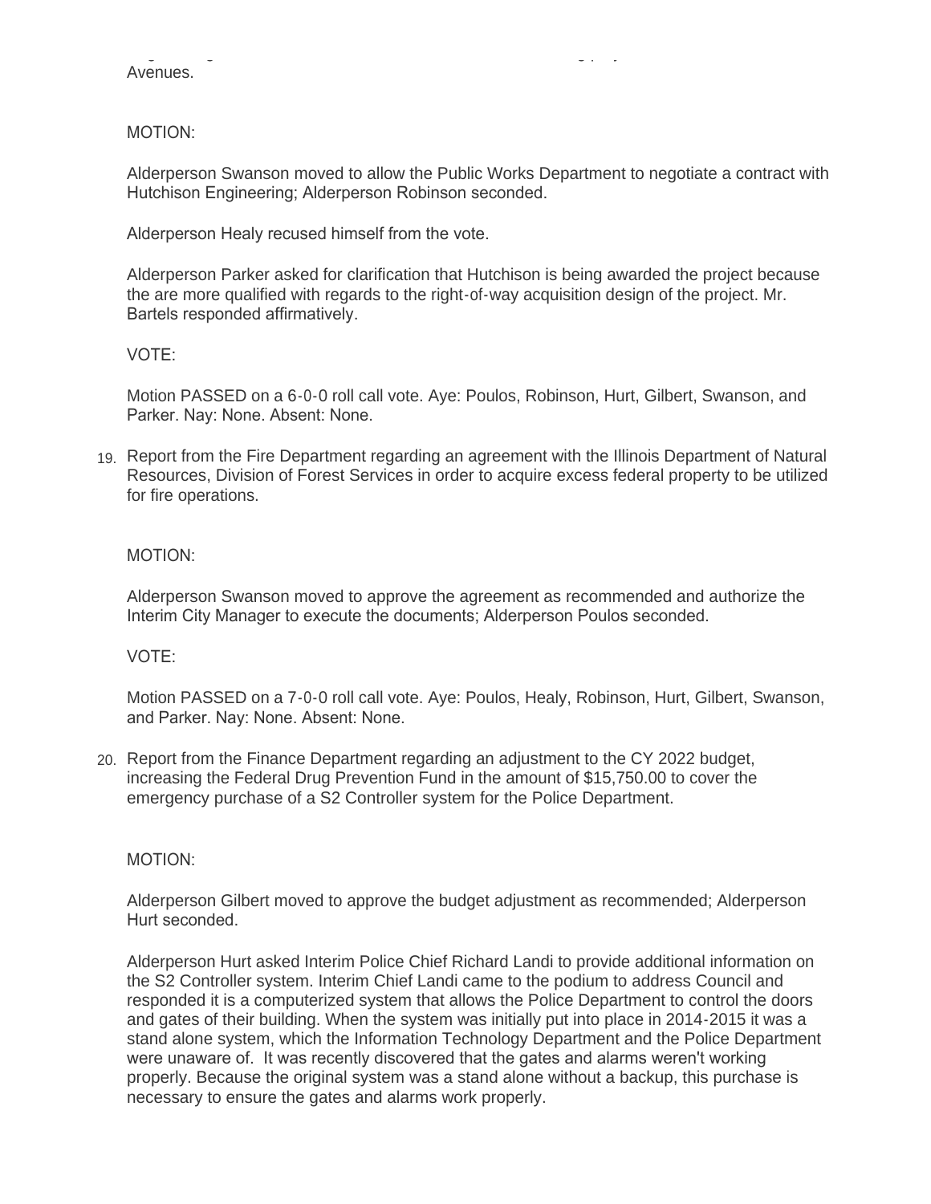Avenues.

MOTION:

Alderperson Swanson moved to allow the Public Works Department to negotiate a contract with Hutchison Engineering; Alderperson Robinson seconded.

Alderperson Healy recused himself from the vote.

Alderperson Parker asked for clarification that Hutchison is being awarded the project because the are more qualified with regards to the right-of-way acquisition design of the project. Mr. Bartels responded affirmatively.

VOTE:

Motion PASSED on a 6-0-0 roll call vote. Aye: Poulos, Robinson, Hurt, Gilbert, Swanson, and Parker. Nay: None. Absent: None.

19. Report from the Fire Department regarding an agreement with the Illinois Department of Natural Resources, Division of Forest Services in order to acquire excess federal property to be utilized for fire operations.

MOTION:

Alderperson Swanson moved to approve the agreement as recommended and authorize the Interim City Manager to execute the documents; Alderperson Poulos seconded.

VOTE:

Motion PASSED on a 7-0-0 roll call vote. Aye: Poulos, Healy, Robinson, Hurt, Gilbert, Swanson, and Parker. Nay: None. Absent: None.

20. Report from the Finance Department regarding an adjustment to the CY 2022 budget, increasing the Federal Drug Prevention Fund in the amount of $15,750.00 to cover the emergency purchase of a S2 Controller system for the Police Department.

MOTION:

Alderperson Gilbert moved to approve the budget adjustment as recommended; Alderperson Hurt seconded.

Alderperson Hurt asked Interim Police Chief Richard Landi to provide additional information on the S2 Controller system. Interim Chief Landi came to the podium to address Council and responded it is a computerized system that allows the Police Department to control the doors and gates of their building. When the system was initially put into place in 2014-2015 it was a stand alone system, which the Information Technology Department and the Police Department were unaware of. It was recently discovered that the gates and alarms weren't working properly. Because the original system was a stand alone without a backup, this purchase is necessary to ensure the gates and alarms work properly.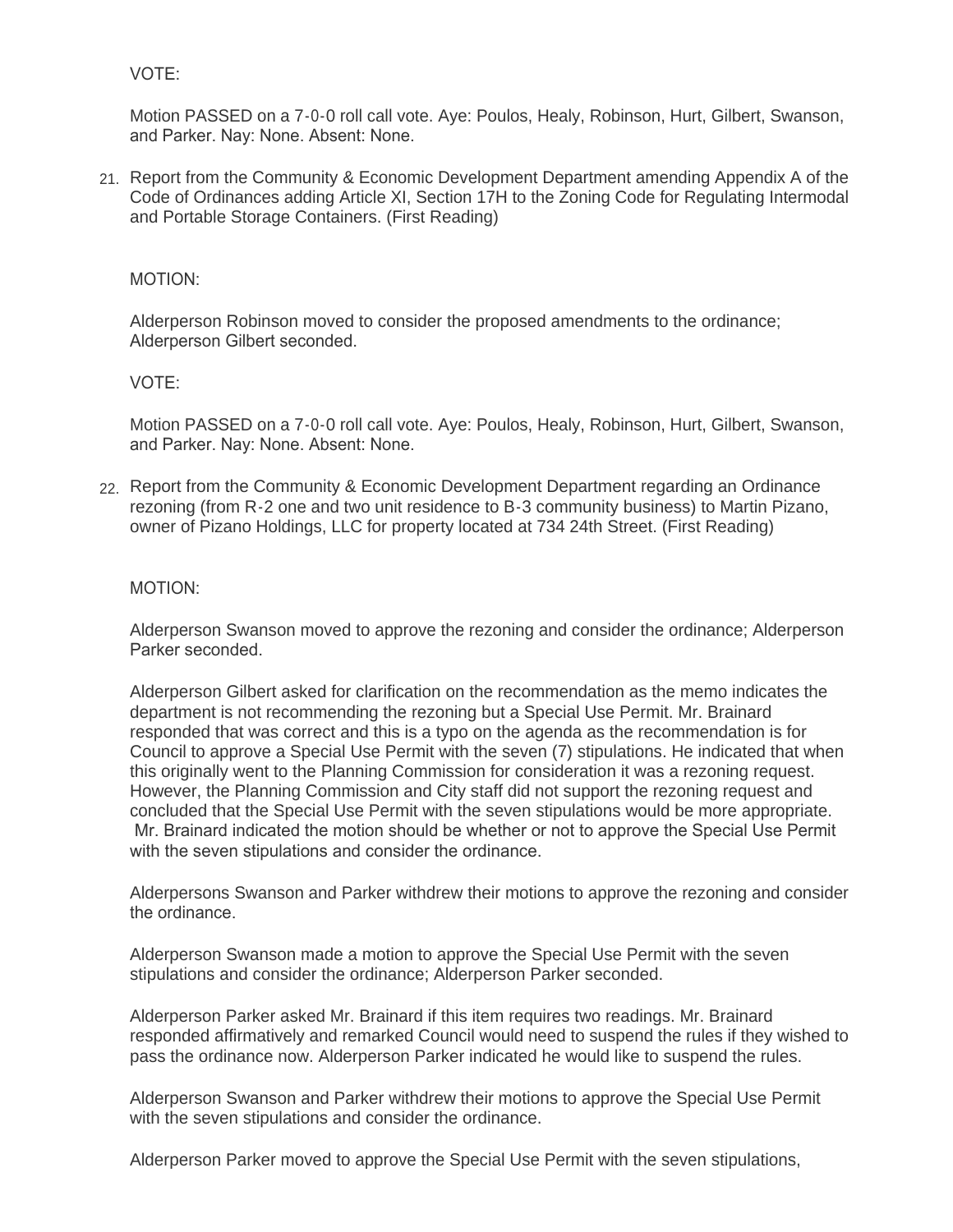VOTE:

Motion PASSED on a 7-0-0 roll call vote. Aye: Poulos, Healy, Robinson, Hurt, Gilbert, Swanson, and Parker. Nay: None. Absent: None.

21. Report from the Community & Economic Development Department amending Appendix A of the Code of Ordinances adding Article XI, Section 17H to the Zoning Code for Regulating Intermodal and Portable Storage Containers. (First Reading)

MOTION:

Alderperson Robinson moved to consider the proposed amendments to the ordinance; Alderperson Gilbert seconded.

VOTE:

Motion PASSED on a 7-0-0 roll call vote. Aye: Poulos, Healy, Robinson, Hurt, Gilbert, Swanson, and Parker. Nay: None. Absent: None.

22. Report from the Community & Economic Development Department regarding an Ordinance rezoning (from R-2 one and two unit residence to B-3 community business) to Martin Pizano, owner of Pizano Holdings, LLC for property located at 734 24th Street. (First Reading)

MOTION:

Alderperson Swanson moved to approve the rezoning and consider the ordinance; Alderperson Parker seconded.

Alderperson Gilbert asked for clarification on the recommendation as the memo indicates the department is not recommending the rezoning but a Special Use Permit. Mr. Brainard responded that was correct and this is a typo on the agenda as the recommendation is for Council to approve a Special Use Permit with the seven (7) stipulations. He indicated that when this originally went to the Planning Commission for consideration it was a rezoning request. However, the Planning Commission and City staff did not support the rezoning request and concluded that the Special Use Permit with the seven stipulations would be more appropriate. Mr. Brainard indicated the motion should be whether or not to approve the Special Use Permit with the seven stipulations and consider the ordinance.

Alderpersons Swanson and Parker withdrew their motions to approve the rezoning and consider the ordinance.

Alderperson Swanson made a motion to approve the Special Use Permit with the seven stipulations and consider the ordinance; Alderperson Parker seconded.

Alderperson Parker asked Mr. Brainard if this item requires two readings. Mr. Brainard responded affirmatively and remarked Council would need to suspend the rules if they wished to pass the ordinance now. Alderperson Parker indicated he would like to suspend the rules.

Alderperson Swanson and Parker withdrew their motions to approve the Special Use Permit with the seven stipulations and consider the ordinance.

Alderperson Parker moved to approve the Special Use Permit with the seven stipulations,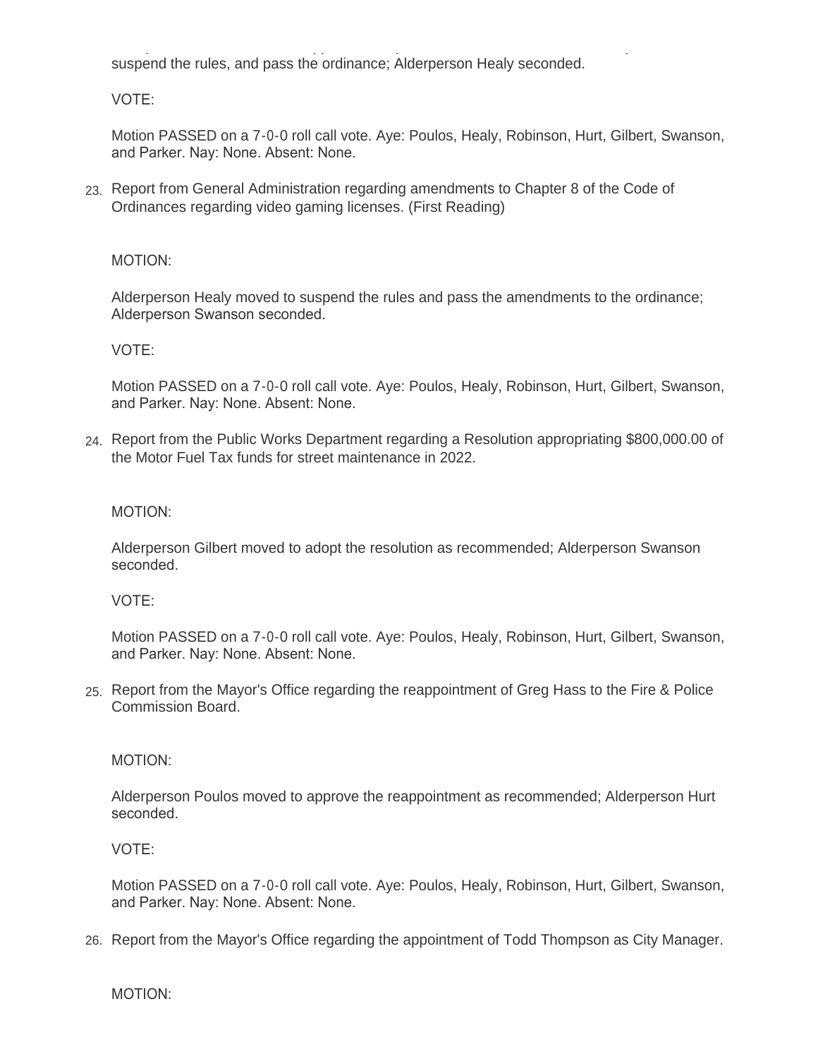suspend the rules, and pass the ordinance; Alderperson Healy seconded.

VOTE:

Motion PASSED on a 7-0-0 roll call vote. Aye: Poulos, Healy, Robinson, Hurt, Gilbert, Swanson, and Parker. Nay: None. Absent: None.

23. Report from General Administration regarding amendments to Chapter 8 of the Code of Ordinances regarding video gaming licenses. (First Reading)

MOTION:

Alderperson Healy moved to suspend the rules and pass the amendments to the ordinance; Alderperson Swanson seconded.

VOTE:

Motion PASSED on a 7-0-0 roll call vote. Aye: Poulos, Healy, Robinson, Hurt, Gilbert, Swanson, and Parker. Nay: None. Absent: None.

24. Report from the Public Works Department regarding a Resolution appropriating $800,000.00 of the Motor Fuel Tax funds for street maintenance in 2022.

MOTION:

Alderperson Gilbert moved to adopt the resolution as recommended; Alderperson Swanson seconded.

VOTE:

Motion PASSED on a 7-0-0 roll call vote. Aye: Poulos, Healy, Robinson, Hurt, Gilbert, Swanson, and Parker. Nay: None. Absent: None.

25. Report from the Mayor's Office regarding the reappointment of Greg Hass to the Fire & Police Commission Board.

MOTION:

Alderperson Poulos moved to approve the reappointment as recommended; Alderperson Hurt seconded.

VOTE:

Motion PASSED on a 7-0-0 roll call vote. Aye: Poulos, Healy, Robinson, Hurt, Gilbert, Swanson, and Parker. Nay: None. Absent: None.

26. Report from the Mayor's Office regarding the appointment of Todd Thompson as City Manager.

MOTION: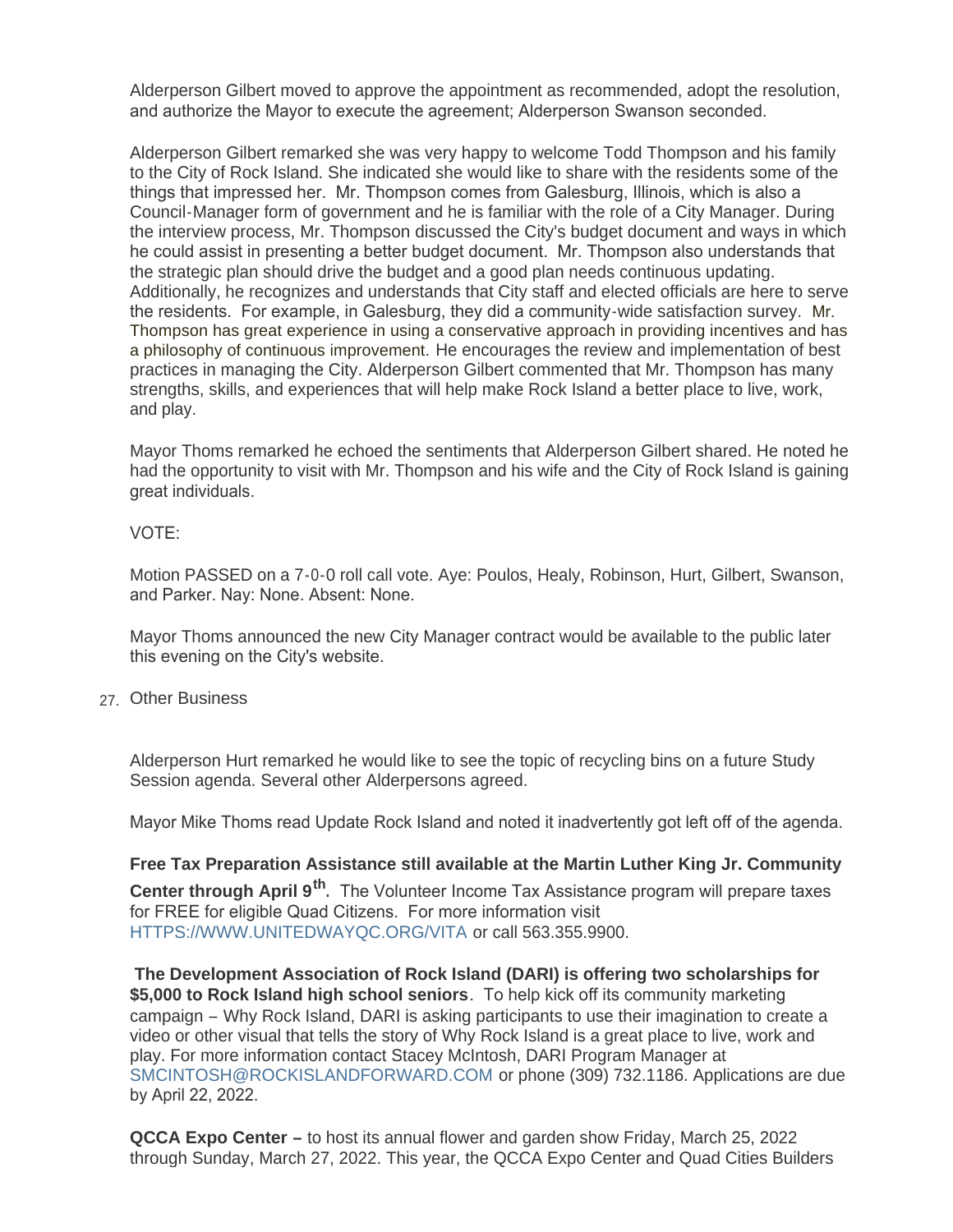Alderperson Gilbert moved to approve the appointment as recommended, adopt the resolution, and authorize the Mayor to execute the agreement; Alderperson Swanson seconded.

Alderperson Gilbert remarked she was very happy to welcome Todd Thompson and his family to the City of Rock Island. She indicated she would like to share with the residents some of the things that impressed her. Mr. Thompson comes from Galesburg, Illinois, which is also a Council-Manager form of government and he is familiar with the role of a City Manager. During the interview process, Mr. Thompson discussed the City's budget document and ways in which he could assist in presenting a better budget document. Mr. Thompson also understands that the strategic plan should drive the budget and a good plan needs continuous updating. Additionally, he recognizes and understands that City staff and elected officials are here to serve the residents. For example, in Galesburg, they did a community-wide satisfaction survey. Mr. Thompson has great experience in using a conservative approach in providing incentives and has a philosophy of continuous improvement. He encourages the review and implementation of best practices in managing the City. Alderperson Gilbert commented that Mr. Thompson has many strengths, skills, and experiences that will help make Rock Island a better place to live, work, and play.

Mayor Thoms remarked he echoed the sentiments that Alderperson Gilbert shared. He noted he had the opportunity to visit with Mr. Thompson and his wife and the City of Rock Island is gaining great individuals.

VOTE:

Motion PASSED on a 7-0-0 roll call vote. Aye: Poulos, Healy, Robinson, Hurt, Gilbert, Swanson, and Parker. Nay: None. Absent: None.

Mayor Thoms announced the new City Manager contract would be available to the public later this evening on the City's website.

27. Other Business

Alderperson Hurt remarked he would like to see the topic of recycling bins on a future Study Session agenda. Several other Alderpersons agreed.

Mayor Mike Thoms read Update Rock Island and noted it inadvertently got left off of the agenda.

**Free Tax Preparation Assistance still available at the Martin Luther King Jr. Community Center through April 9th**. The Volunteer Income Tax Assistance program will prepare taxes for FREE for eligible Quad Citizens. For more information visit HTTPS://WWW.UNITEDWAYQC.ORG/VITA or call 563.355.9900.

**The Development Association of Rock Island (DARI) is offering two scholarships for $5,000 to Rock Island high school seniors**. To help kick off its community marketing campaign – Why Rock Island, DARI is asking participants to use their imagination to create a video or other visual that tells the story of Why Rock Island is a great place to live, work and play. For more information contact Stacey McIntosh, DARI Program Manager at SMCINTOSH@ROCKISLANDFORWARD.COM or phone (309) 732.1186. Applications are due by April 22, 2022.

**QCCA Expo Center –** to host its annual flower and garden show Friday, March 25, 2022 through Sunday, March 27, 2022. This year, the QCCA Expo Center and Quad Cities Builders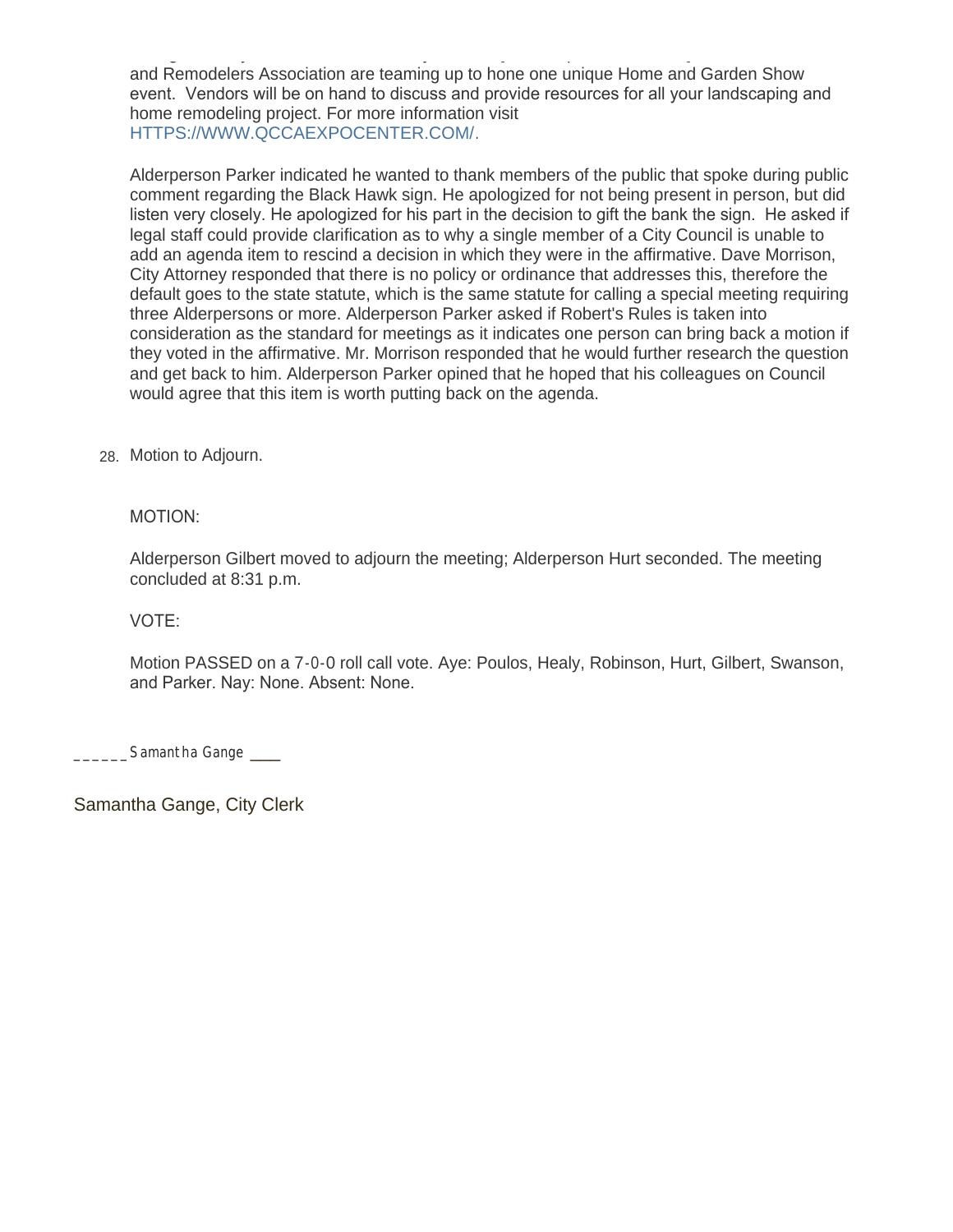and Remodelers Association are teaming up to hone one unique Home and Garden Show event. Vendors will be on hand to discuss and provide resources for all your landscaping and home remodeling project. For more information visit HTTPS://WWW.QCCAEXPOCENTER.COM/.

Alderperson Parker indicated he wanted to thank members of the public that spoke during public comment regarding the Black Hawk sign. He apologized for not being present in person, but did listen very closely. He apologized for his part in the decision to gift the bank the sign. He asked if legal staff could provide clarification as to why a single member of a City Council is unable to add an agenda item to rescind a decision in which they were in the affirmative. Dave Morrison, City Attorney responded that there is no policy or ordinance that addresses this, therefore the default goes to the state statute, which is the same statute for calling a special meeting requiring three Alderpersons or more. Alderperson Parker asked if Robert's Rules is taken into consideration as the standard for meetings as it indicates one person can bring back a motion if they voted in the affirmative. Mr. Morrison responded that he would further research the question and get back to him. Alderperson Parker opined that he hoped that his colleagues on Council would agree that this item is worth putting back on the agenda.

28. Motion to Adjourn.

MOTION:

Alderperson Gilbert moved to adjourn the meeting; Alderperson Hurt seconded. The meeting concluded at 8:31 p.m.

VOTE:

Motion PASSED on a 7-0-0 roll call vote. Aye: Poulos, Healy, Robinson, Hurt, Gilbert, Swanson, and Parker. Nay: None. Absent: None.

______Samantha Gange ____

Samantha Gange, City Clerk